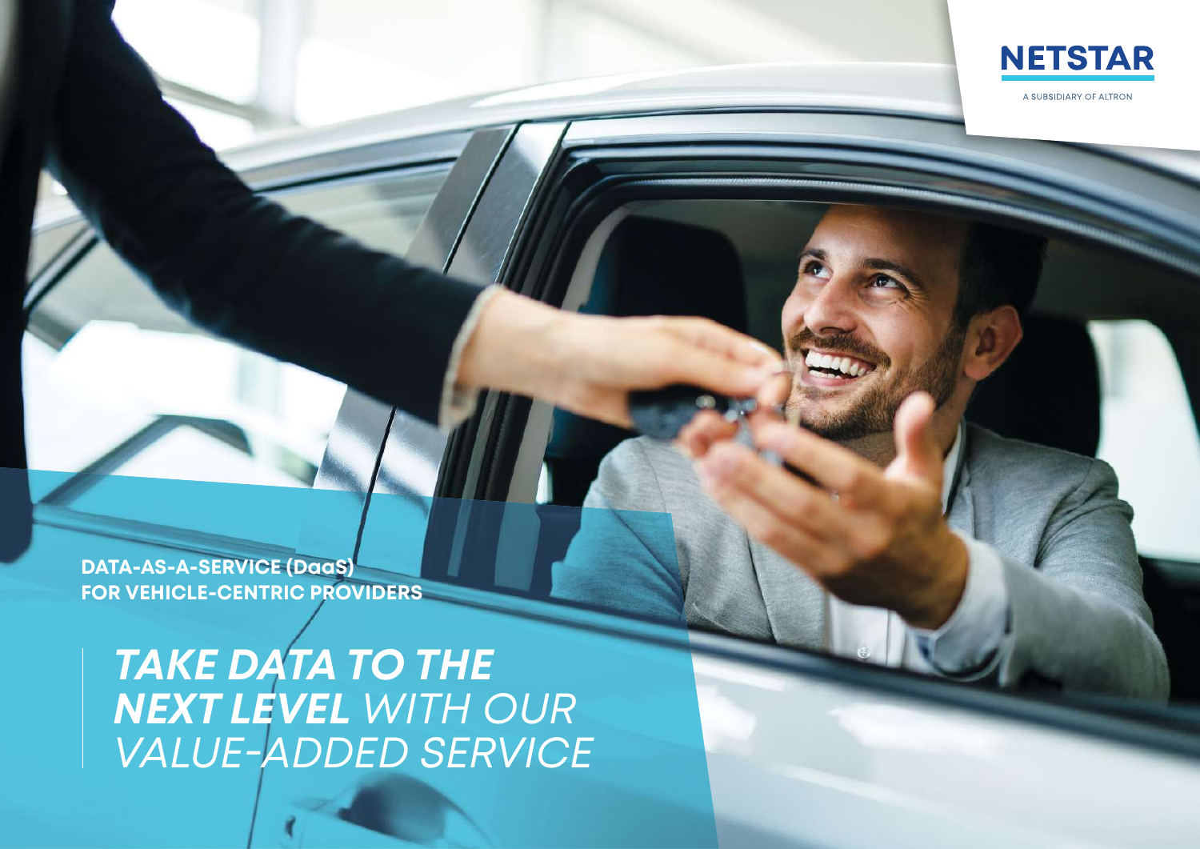NETSTAR

A SUBSIDIARY OF ALTRON

**DATA-AS-A-SERVICE (DaaS)**
**FOR VEHICLE-CENTRIC PROVIDERS**

# ***TAKE DATA TO THE NEXT LEVEL*** *WITH OUR VALUE-ADDED SERVICE*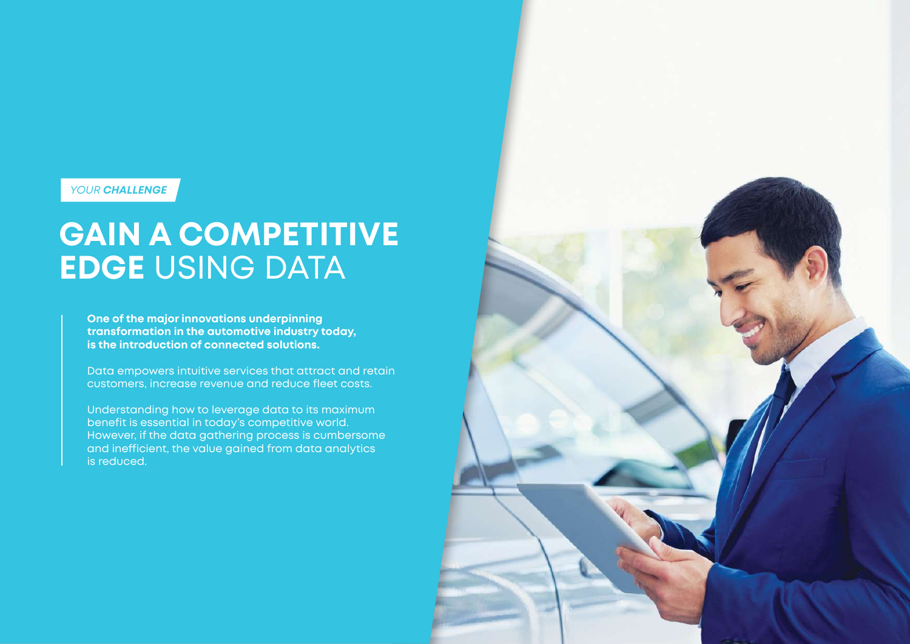*YOUR **CHALLENGE***

# **GAIN A COMPETITIVE EDGE** USING DATA

**One of the major innovations underpinning transformation in the automotive industry today, is the introduction of connected solutions.**

Data empowers intuitive services that attract and retain customers, increase revenue and reduce fleet costs.

Understanding how to leverage data to its maximum benefit is essential in today's competitive world. However, if the data gathering process is cumbersome and inefficient, the value gained from data analytics is reduced.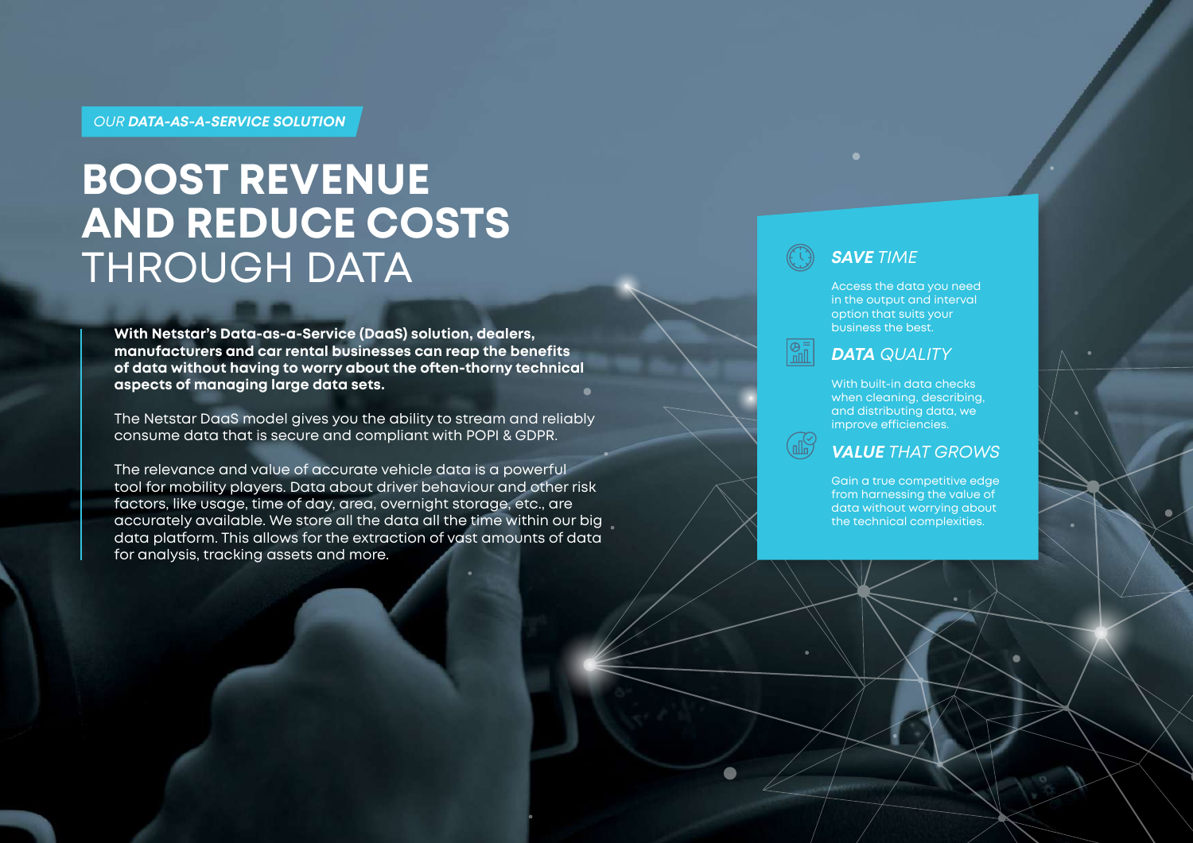*OUR **DATA-AS-A-SERVICE SOLUTION***

# BOOST REVENUE AND REDUCE COSTS THROUGH DATA

**With Netstar's Data-as-a-Service (DaaS) solution, dealers, manufacturers and car rental businesses can reap the benefits of data without having to worry about the often-thorny technical aspects of managing large data sets.**

The Netstar DaaS model gives you the ability to stream and reliably consume data that is secure and compliant with POPI & GDPR.

The relevance and value of accurate vehicle data is a powerful tool for mobility players. Data about driver behaviour and other risk factors, like usage, time of day, area, overnight storage, etc., are accurately available. We store all the data all the time within our big data platform. This allows for the extraction of vast amounts of data for analysis, tracking assets and more.

### ***SAVE** TIME*

Access the data you need in the output and interval option that suits your business the best.

### ***DATA** QUALITY*

With built-in data checks when cleaning, describing, and distributing data, we improve efficiencies.

### ***VALUE** THAT GROWS*

Gain a true competitive edge from harnessing the value of data without worrying about the technical complexities.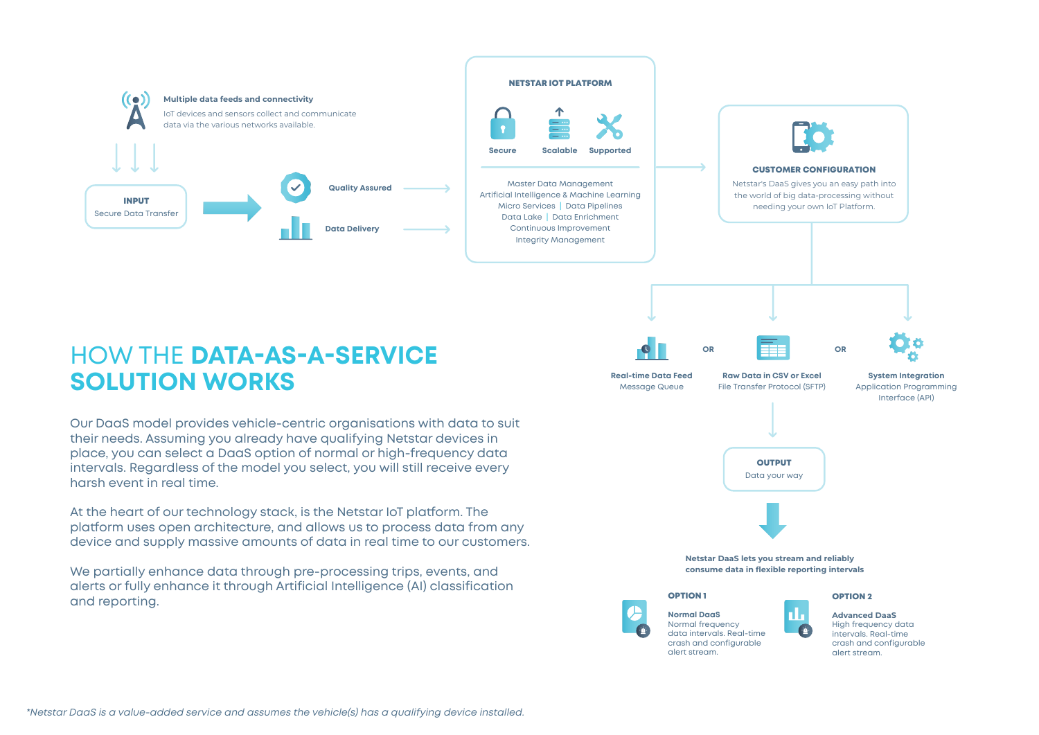# HOW THE **DATA-AS-A-SERVICE SOLUTION WORKS**

Our DaaS model provides vehicle-centric organisations with data to suit their needs. Assuming you already have qualifying Netstar devices in place, you can select a DaaS option of normal or high-frequency data intervals. Regardless of the model you select, you will still receive every harsh event in real time.

At the heart of our technology stack, is the Netstar IoT platform. The platform uses open architecture, and allows us to process data from any device and supply massive amounts of data in real time to our customers.

We partially enhance data through pre-processing trips, events, and alerts or fully enhance it through Artificial Intelligence (AI) classification and reporting.

**Multiple data feeds and connectivity**

IoT devices and sensors collect and communicate data via the various networks available.

**INPUT**

Secure Data Transfer

**Quality Assured**

**Data Delivery**

**NETSTAR IOT PLATFORM**

**Secure** | **Scalable** | **Supported**

Master Data Management
Artificial Intelligence & Machine Learning
Micro Services | Data Pipelines
Data Lake | Data Enrichment
Continuous Improvement
Integrity Management

**CUSTOMER CONFIGURATION**

Netstar's DaaS gives you an easy path into the world of big data-processing without needing your own IoT Platform.

**Real-time Data Feed**
Message Queue

OR

**Raw Data in CSV or Excel**
File Transfer Protocol (SFTP)

OR

**System Integration**
Application Programming Interface (API)

**OUTPUT**

Data your way

**Netstar DaaS lets you stream and reliably consume data in flexible reporting intervals**

**OPTION 1**

**Normal DaaS**
Normal frequency data intervals. Real-time crash and configurable alert stream.

**OPTION 2**

**Advanced DaaS**
High frequency data intervals. Real-time crash and configurable alert stream.

*\*Netstar DaaS is a value-added service and assumes the vehicle(s) has a qualifying device installed.*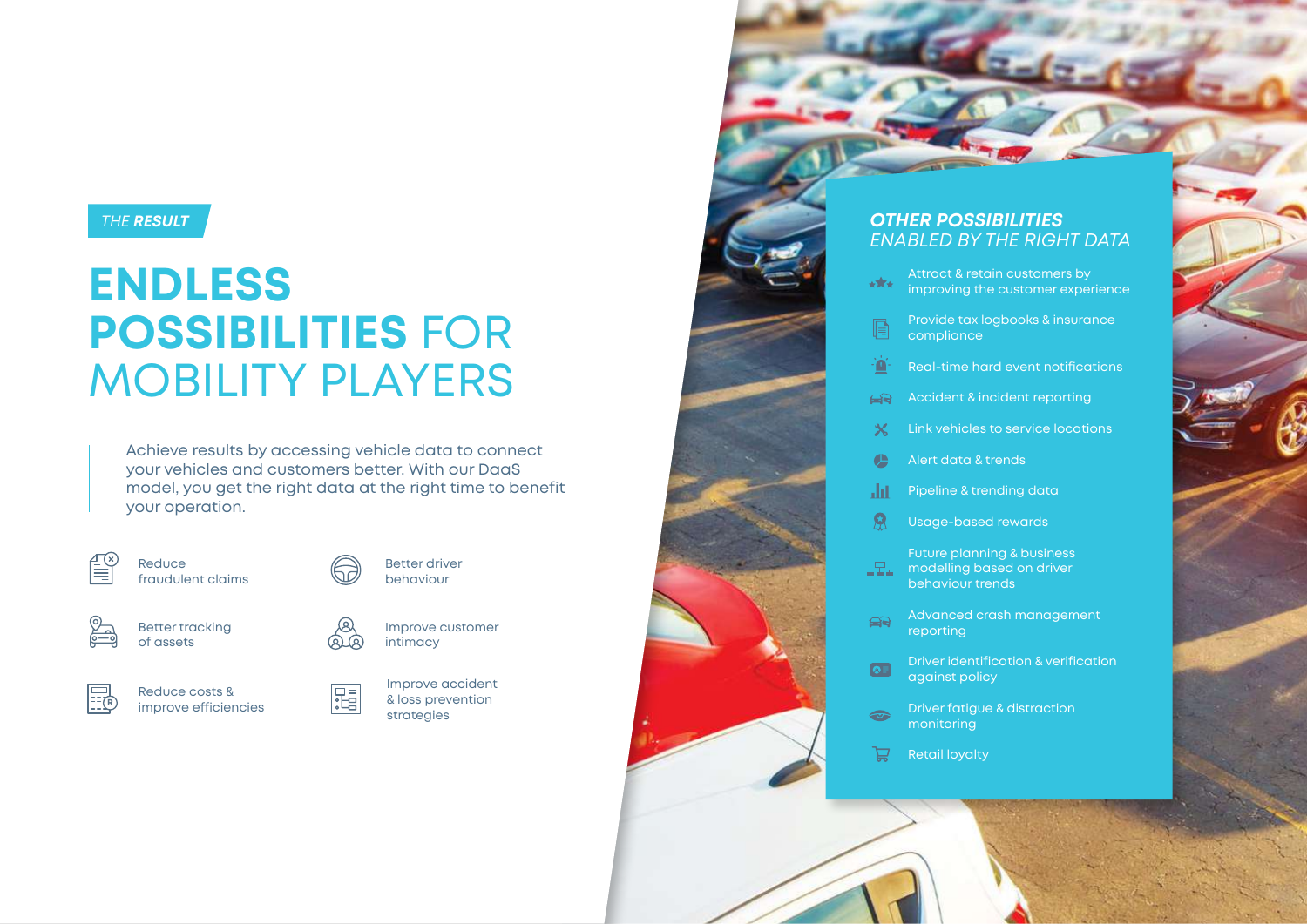*THE RESULT*

# ENDLESS POSSIBILITIES FOR MOBILITY PLAYERS

Achieve results by accessing vehicle data to connect your vehicles and customers better. With our DaaS model, you get the right data at the right time to benefit your operation.

- Reduce fraudulent claims
- Better driver behaviour
- Better tracking of assets
- Improve customer intimacy
- Reduce costs & improve efficiencies
- Improve accident & loss prevention strategies

## *OTHER POSSIBILITIES ENABLED BY THE RIGHT DATA*

- Attract & retain customers by improving the customer experience
- Provide tax logbooks & insurance compliance
- Real-time hard event notifications
- Accident & incident reporting
- Link vehicles to service locations
- Alert data & trends
- Pipeline & trending data
- Usage-based rewards
- Future planning & business modelling based on driver behaviour trends
- Advanced crash management reporting
- Driver identification & verification against policy
- Driver fatigue & distraction monitoring
- Retail loyalty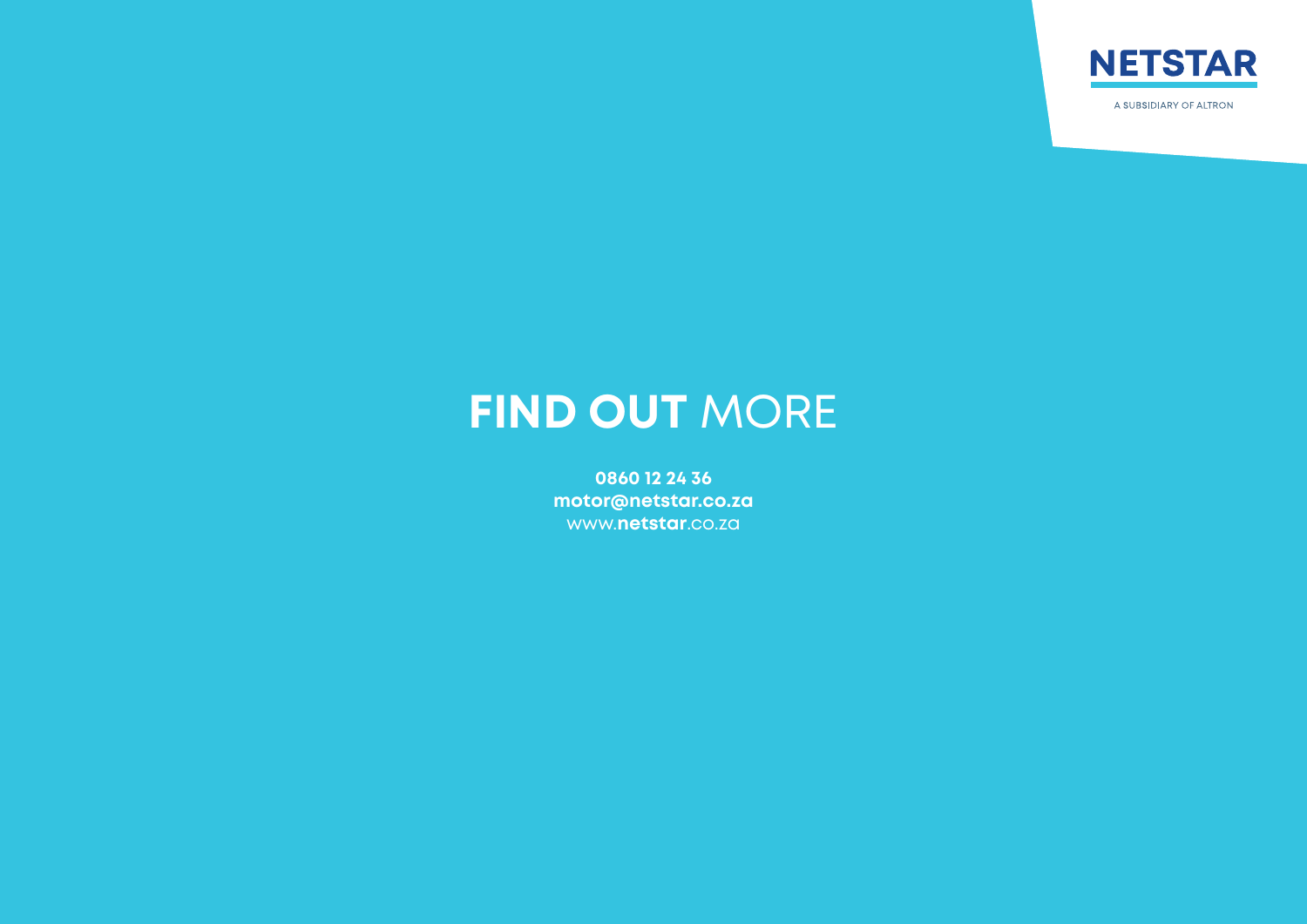NETSTAR

A SUBSIDIARY OF ALTRON

# **FIND OUT** MORE

**0860 12 24 36**
**motor@netstar.co.za**
www.**netstar**.co.za